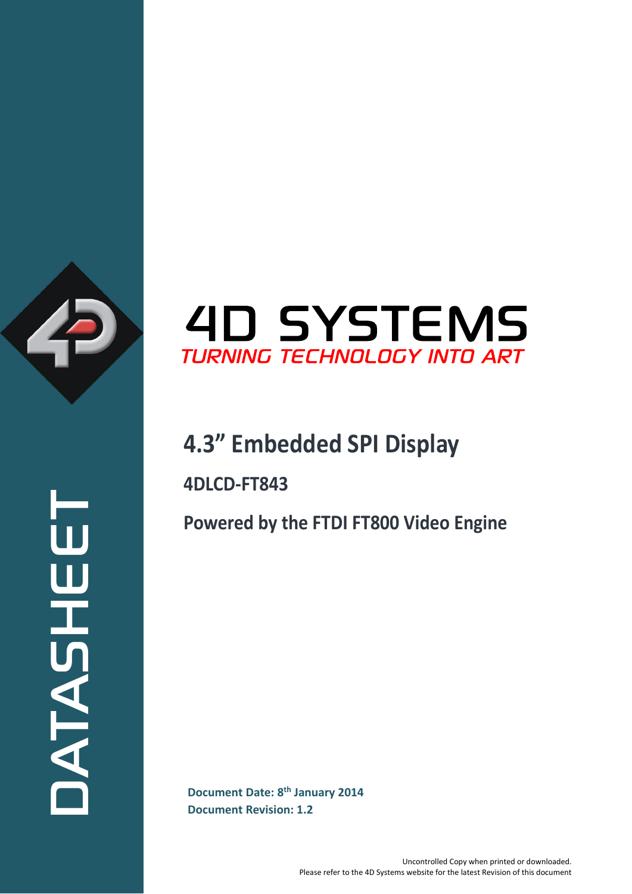DATASHEET

# 4D SYSTEMS

*TURNING TECHNOLOGY INTO ART*

## 4.3" Embedded SPI Display

### 4DLCD-FT843

### Powered by the FTDI FT800 Video Engine

**Document Date: 8th January 2014**
**Document Revision: 1.2**

Uncontrolled Copy when printed or downloaded.
Please refer to the 4D Systems website for the latest Revision of this document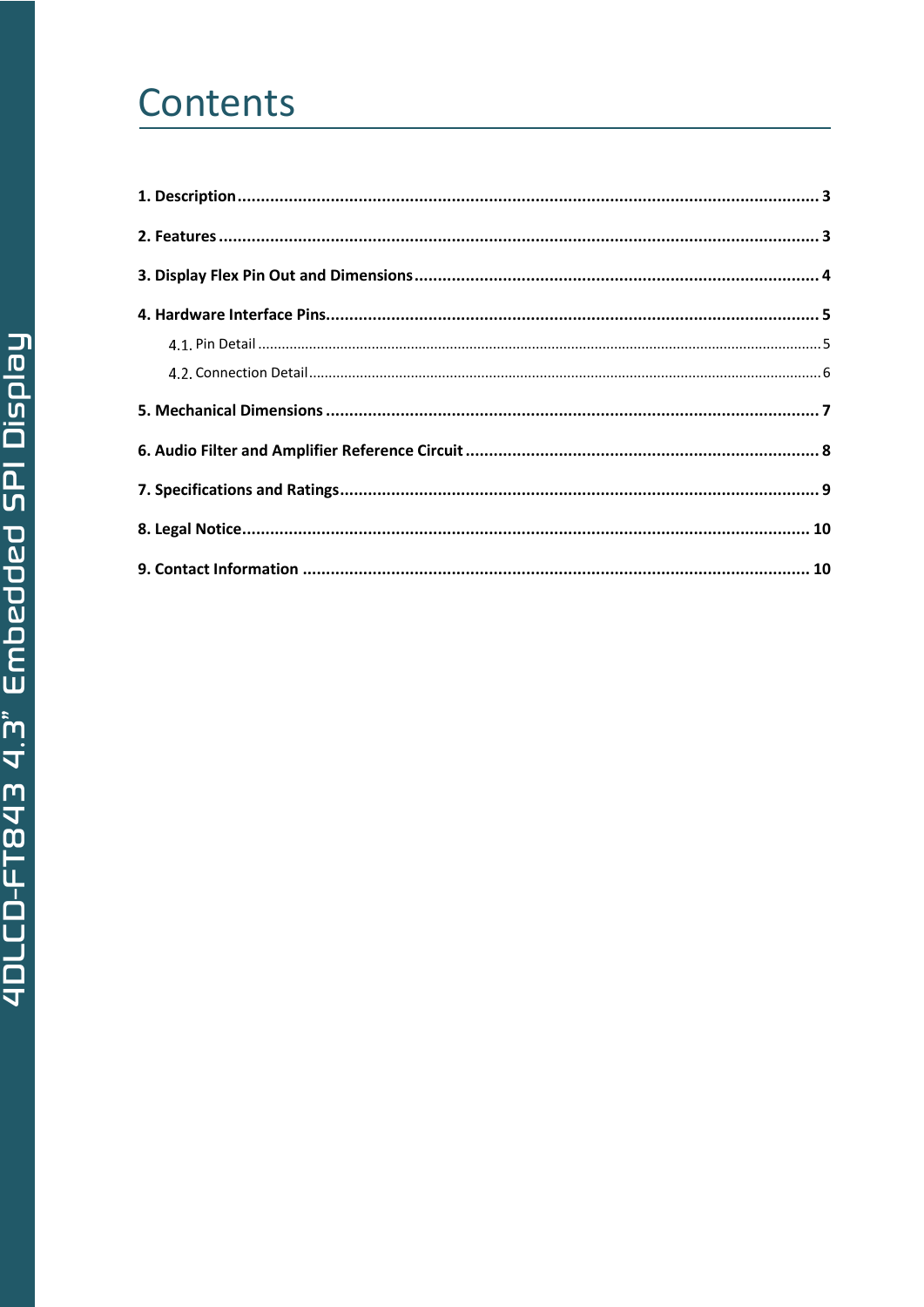# Contents

1. Description ..... 3

2. Features ..... 3

3. Display Flex Pin Out and Dimensions ..... 4

4. Hardware Interface Pins ..... 5

   4.1. Pin Detail ..... 5

   4.2. Connection Detail ..... 6

5. Mechanical Dimensions ..... 7

6. Audio Filter and Amplifier Reference Circuit ..... 8

7. Specifications and Ratings ..... 9

8. Legal Notice ..... 10

9. Contact Information ..... 10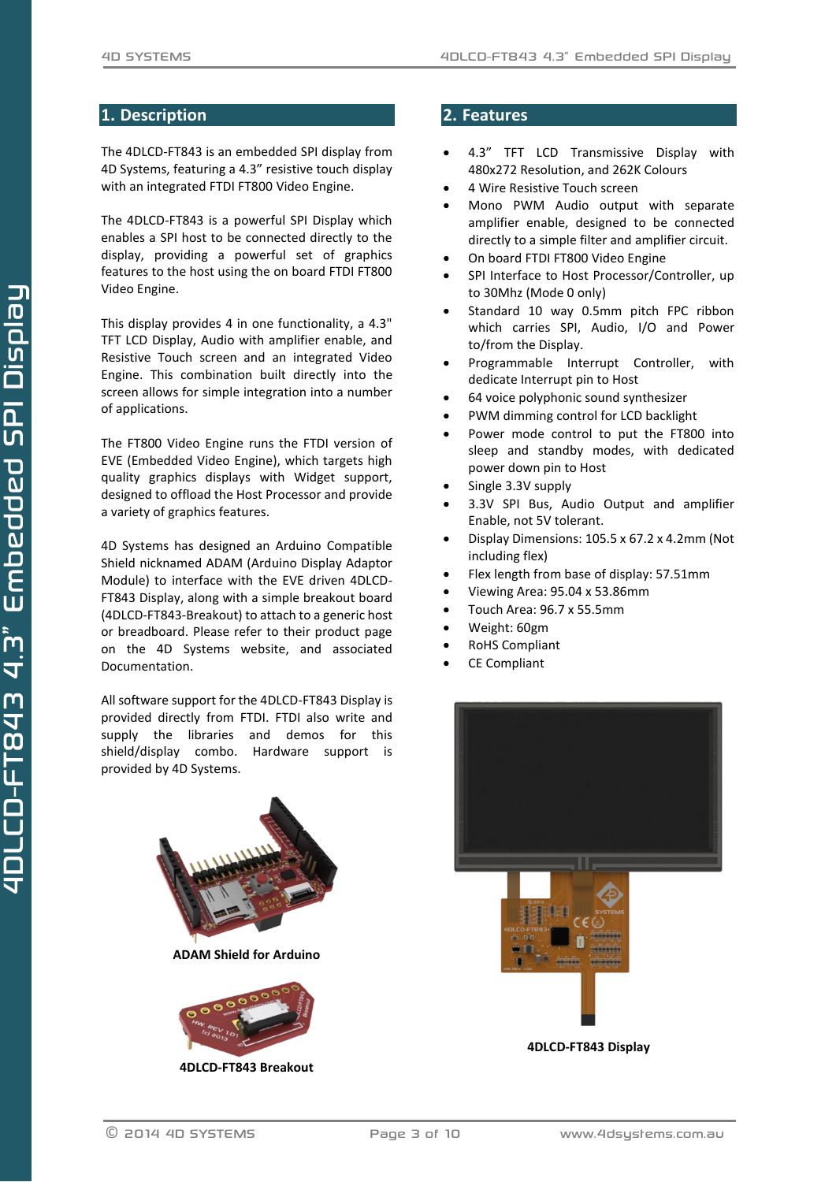## 1. Description

The 4DLCD-FT843 is an embedded SPI display from 4D Systems, featuring a 4.3" resistive touch display with an integrated FTDI FT800 Video Engine.

The 4DLCD-FT843 is a powerful SPI Display which enables a SPI host to be connected directly to the display, providing a powerful set of graphics features to the host using the on board FTDI FT800 Video Engine.

This display provides 4 in one functionality, a 4.3" TFT LCD Display, Audio with amplifier enable, and Resistive Touch screen and an integrated Video Engine. This combination built directly into the screen allows for simple integration into a number of applications.

The FT800 Video Engine runs the FTDI version of EVE (Embedded Video Engine), which targets high quality graphics displays with Widget support, designed to offload the Host Processor and provide a variety of graphics features.

4D Systems has designed an Arduino Compatible Shield nicknamed ADAM (Arduino Display Adaptor Module) to interface with the EVE driven 4DLCD-FT843 Display, along with a simple breakout board (4DLCD-FT843-Breakout) to attach to a generic host or breadboard. Please refer to their product page on the 4D Systems website, and associated Documentation.

All software support for the 4DLCD-FT843 Display is provided directly from FTDI. FTDI also write and supply the libraries and demos for this shield/display combo. Hardware support is provided by 4D Systems.

**ADAM Shield for Arduino**

**4DLCD-FT843 Breakout**

## 2. Features

- 4.3" TFT LCD Transmissive Display with 480x272 Resolution, and 262K Colours
- 4 Wire Resistive Touch screen
- Mono PWM Audio output with separate amplifier enable, designed to be connected directly to a simple filter and amplifier circuit.
- On board FTDI FT800 Video Engine
- SPI Interface to Host Processor/Controller, up to 30Mhz (Mode 0 only)
- Standard 10 way 0.5mm pitch FPC ribbon which carries SPI, Audio, I/O and Power to/from the Display.
- Programmable Interrupt Controller, with dedicate Interrupt pin to Host
- 64 voice polyphonic sound synthesizer
- PWM dimming control for LCD backlight
- Power mode control to put the FT800 into sleep and standby modes, with dedicated power down pin to Host
- Single 3.3V supply
- 3.3V SPI Bus, Audio Output and amplifier Enable, not 5V tolerant.
- Display Dimensions: 105.5 x 67.2 x 4.2mm (Not including flex)
- Flex length from base of display: 57.51mm
- Viewing Area: 95.04 x 53.86mm
- Touch Area: 96.7 x 55.5mm
- Weight: 60gm
- RoHS Compliant
- CE Compliant

**4DLCD-FT843 Display**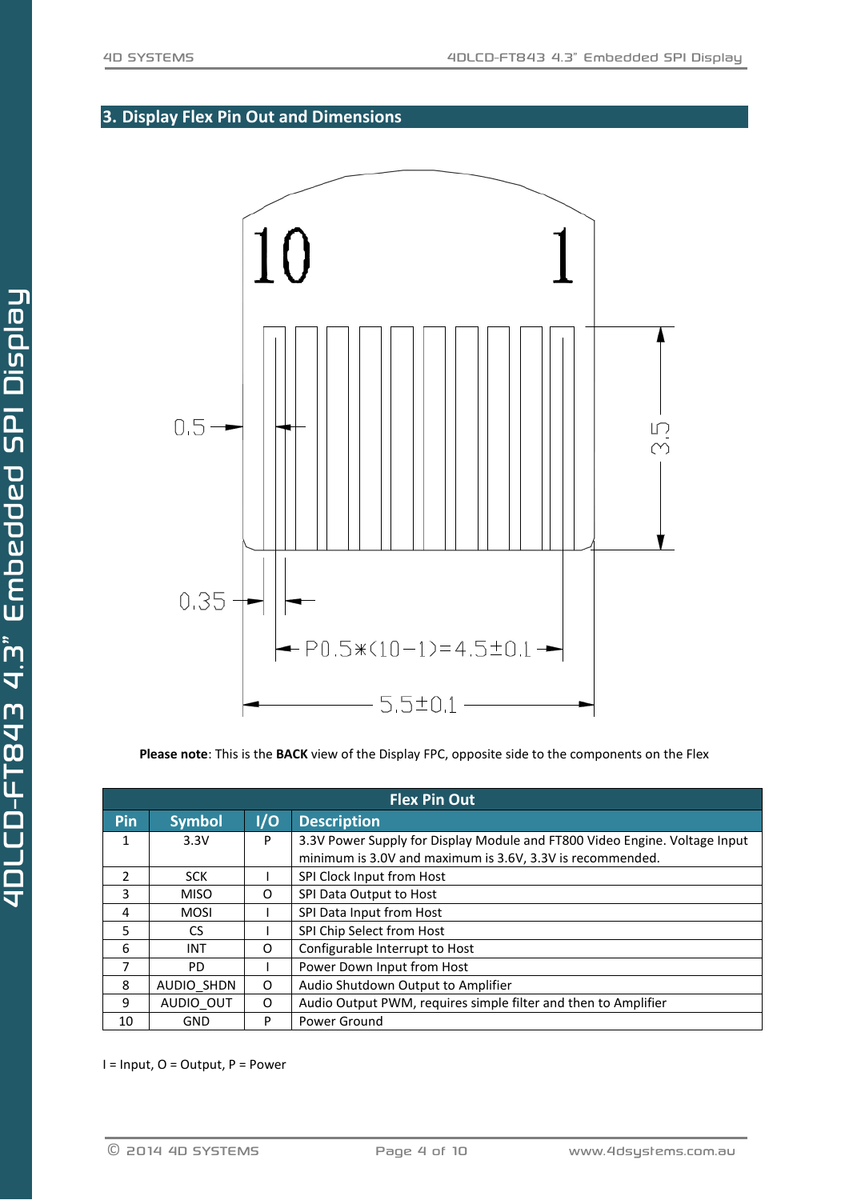## 3. Display Flex Pin Out and Dimensions

**Please note**: This is the **BACK** view of the Display FPC, opposite side to the components on the Flex

| Flex Pin Out | | | |
|---|---|---|---|
| **Pin** | **Symbol** | **I/O** | **Description** |
| 1 | 3.3V | P | 3.3V Power Supply for Display Module and FT800 Video Engine. Voltage Input minimum is 3.0V and maximum is 3.6V, 3.3V is recommended. |
| 2 | SCK | I | SPI Clock Input from Host |
| 3 | MISO | O | SPI Data Output to Host |
| 4 | MOSI | I | SPI Data Input from Host |
| 5 | CS | I | SPI Chip Select from Host |
| 6 | INT | O | Configurable Interrupt to Host |
| 7 | PD | I | Power Down Input from Host |
| 8 | AUDIO_SHDN | O | Audio Shutdown Output to Amplifier |
| 9 | AUDIO_OUT | O | Audio Output PWM, requires simple filter and then to Amplifier |
| 10 | GND | P | Power Ground |

I = Input, O = Output, P = Power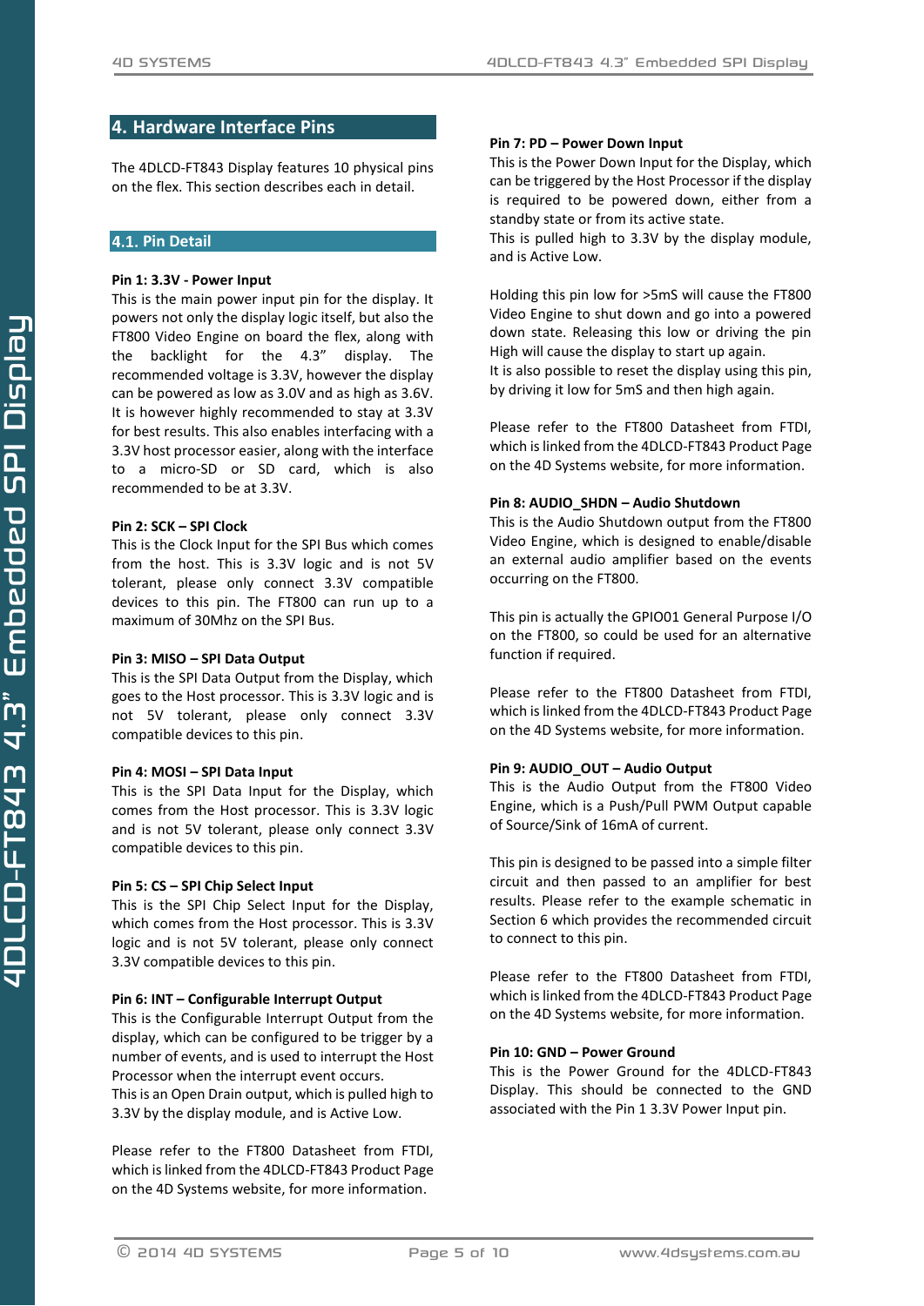## 4. Hardware Interface Pins

The 4DLCD-FT843 Display features 10 physical pins on the flex. This section describes each in detail.

### 4.1. Pin Detail

**Pin 1: 3.3V - Power Input**

This is the main power input pin for the display. It powers not only the display logic itself, but also the FT800 Video Engine on board the flex, along with the backlight for the 4.3" display. The recommended voltage is 3.3V, however the display can be powered as low as 3.0V and as high as 3.6V. It is however highly recommended to stay at 3.3V for best results. This also enables interfacing with a 3.3V host processor easier, along with the interface to a micro-SD or SD card, which is also recommended to be at 3.3V.

**Pin 2: SCK – SPI Clock**

This is the Clock Input for the SPI Bus which comes from the host. This is 3.3V logic and is not 5V tolerant, please only connect 3.3V compatible devices to this pin. The FT800 can run up to a maximum of 30Mhz on the SPI Bus.

**Pin 3: MISO – SPI Data Output**

This is the SPI Data Output from the Display, which goes to the Host processor. This is 3.3V logic and is not 5V tolerant, please only connect 3.3V compatible devices to this pin.

**Pin 4: MOSI – SPI Data Input**

This is the SPI Data Input for the Display, which comes from the Host processor. This is 3.3V logic and is not 5V tolerant, please only connect 3.3V compatible devices to this pin.

**Pin 5: CS – SPI Chip Select Input**

This is the SPI Chip Select Input for the Display, which comes from the Host processor. This is 3.3V logic and is not 5V tolerant, please only connect 3.3V compatible devices to this pin.

**Pin 6: INT – Configurable Interrupt Output**

This is the Configurable Interrupt Output from the display, which can be configured to be trigger by a number of events, and is used to interrupt the Host Processor when the interrupt event occurs.
This is an Open Drain output, which is pulled high to 3.3V by the display module, and is Active Low.

Please refer to the FT800 Datasheet from FTDI, which is linked from the 4DLCD-FT843 Product Page on the 4D Systems website, for more information.

**Pin 7: PD – Power Down Input**

This is the Power Down Input for the Display, which can be triggered by the Host Processor if the display is required to be powered down, either from a standby state or from its active state.
This is pulled high to 3.3V by the display module, and is Active Low.

Holding this pin low for >5mS will cause the FT800 Video Engine to shut down and go into a powered down state. Releasing this low or driving the pin High will cause the display to start up again.
It is also possible to reset the display using this pin, by driving it low for 5mS and then high again.

Please refer to the FT800 Datasheet from FTDI, which is linked from the 4DLCD-FT843 Product Page on the 4D Systems website, for more information.

**Pin 8: AUDIO_SHDN – Audio Shutdown**

This is the Audio Shutdown output from the FT800 Video Engine, which is designed to enable/disable an external audio amplifier based on the events occurring on the FT800.

This pin is actually the GPIO01 General Purpose I/O on the FT800, so could be used for an alternative function if required.

Please refer to the FT800 Datasheet from FTDI, which is linked from the 4DLCD-FT843 Product Page on the 4D Systems website, for more information.

**Pin 9: AUDIO_OUT – Audio Output**

This is the Audio Output from the FT800 Video Engine, which is a Push/Pull PWM Output capable of Source/Sink of 16mA of current.

This pin is designed to be passed into a simple filter circuit and then passed to an amplifier for best results. Please refer to the example schematic in Section 6 which provides the recommended circuit to connect to this pin.

Please refer to the FT800 Datasheet from FTDI, which is linked from the 4DLCD-FT843 Product Page on the 4D Systems website, for more information.

**Pin 10: GND – Power Ground**

This is the Power Ground for the 4DLCD-FT843 Display. This should be connected to the GND associated with the Pin 1 3.3V Power Input pin.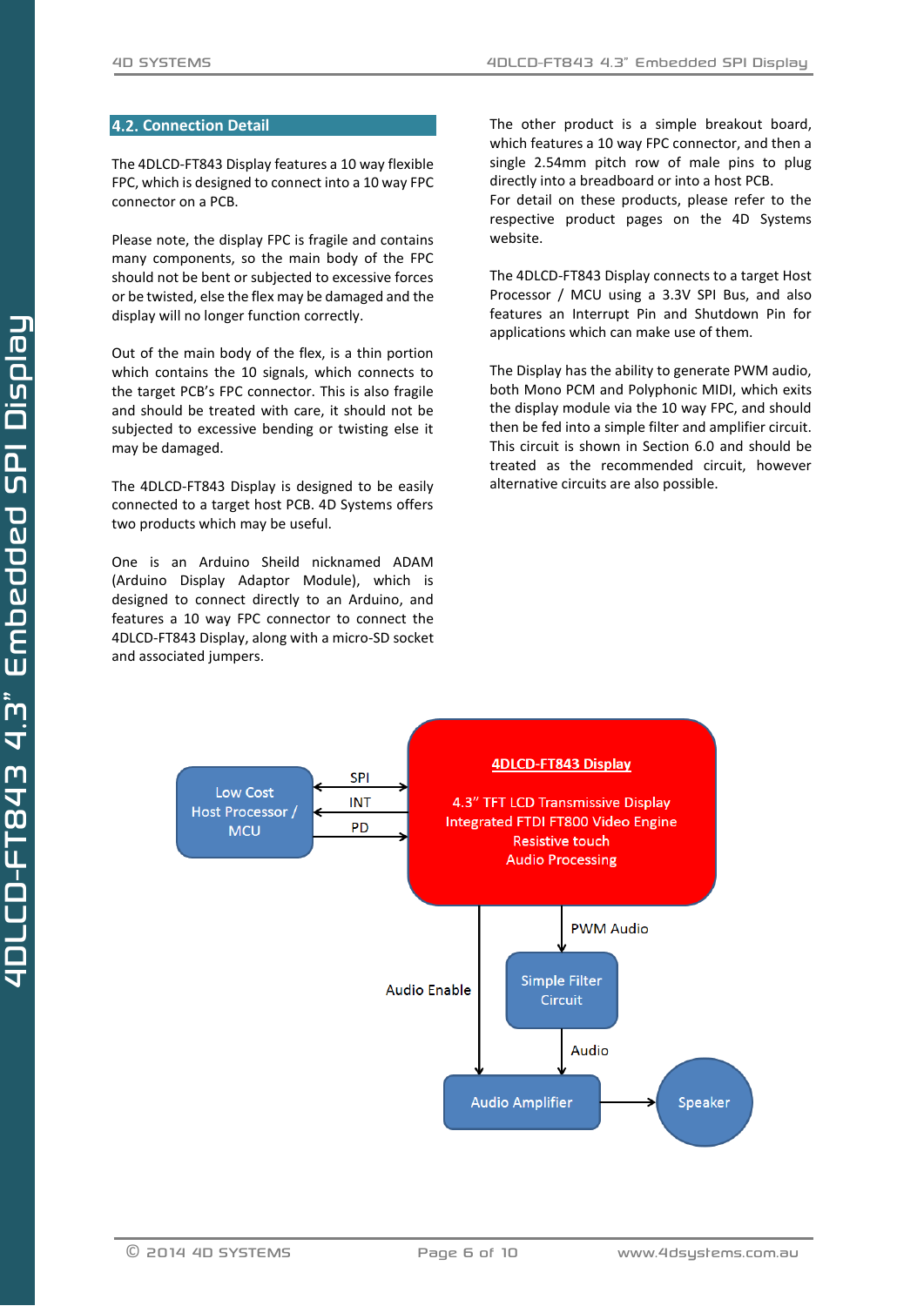## 4.2. Connection Detail

The 4DLCD-FT843 Display features a 10 way flexible FPC, which is designed to connect into a 10 way FPC connector on a PCB.

Please note, the display FPC is fragile and contains many components, so the main body of the FPC should not be bent or subjected to excessive forces or be twisted, else the flex may be damaged and the display will no longer function correctly.

Out of the main body of the flex, is a thin portion which contains the 10 signals, which connects to the target PCB's FPC connector. This is also fragile and should be treated with care, it should not be subjected to excessive bending or twisting else it may be damaged.

The 4DLCD-FT843 Display is designed to be easily connected to a target host PCB. 4D Systems offers two products which may be useful.

One is an Arduino Sheild nicknamed ADAM (Arduino Display Adaptor Module), which is designed to connect directly to an Arduino, and features a 10 way FPC connector to connect the 4DLCD-FT843 Display, along with a micro-SD socket and associated jumpers.

The other product is a simple breakout board, which features a 10 way FPC connector, and then a single 2.54mm pitch row of male pins to plug directly into a breadboard or into a host PCB.
For detail on these products, please refer to the respective product pages on the 4D Systems website.

The 4DLCD-FT843 Display connects to a target Host Processor / MCU using a 3.3V SPI Bus, and also features an Interrupt Pin and Shutdown Pin for applications which can make use of them.

The Display has the ability to generate PWM audio, both Mono PCM and Polyphonic MIDI, which exits the display module via the 10 way FPC, and should then be fed into a simple filter and amplifier circuit. This circuit is shown in Section 6.0 and should be treated as the recommended circuit, however alternative circuits are also possible.

Low Cost Host Processor / MCU — SPI, INT, PD — **4DLCD-FT843 Display**: 4.3" TFT LCD Transmissive Display, Integrated FTDI FT800 Video Engine, Resistive touch, Audio Processing

PWM Audio → Simple Filter Circuit → Audio → Audio Amplifier → Speaker

Audio Enable → Audio Amplifier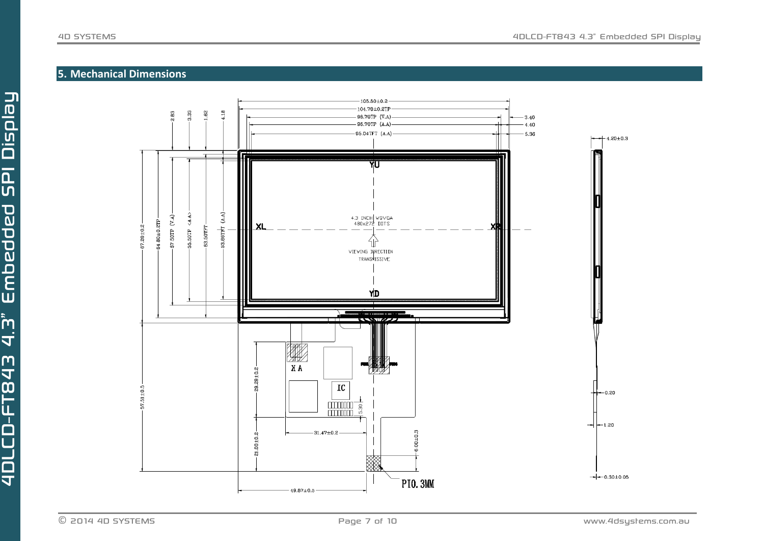## 5. Mechanical Dimensions

105.50±0.2

104.70±0.2TP

98.70TP (V.A)

96.70TP (A.A)

95.04TFT (A.A)

3.40

4.40

5.36

2.83

3.33

1.62

4.18

4.20±0.3

67.20±0.2

64.80±0.2TP

57.50TP (V.A)

55.50TP (A.A)

53.50TFT

53.86TFT (A.A)

YU

XL

XR

YD

4.3 INCH WQVGA
480x272 DOTS

VIEWING DIRECTION

TRANSMISSIVE

K A

IC

57.51±0.5

29.29±0.2

5.30

31.47±0.2

21.00±0.2

6.00±0.3

49.87±0.5

PI0.3MM

0.20

1.20

0.30±0.05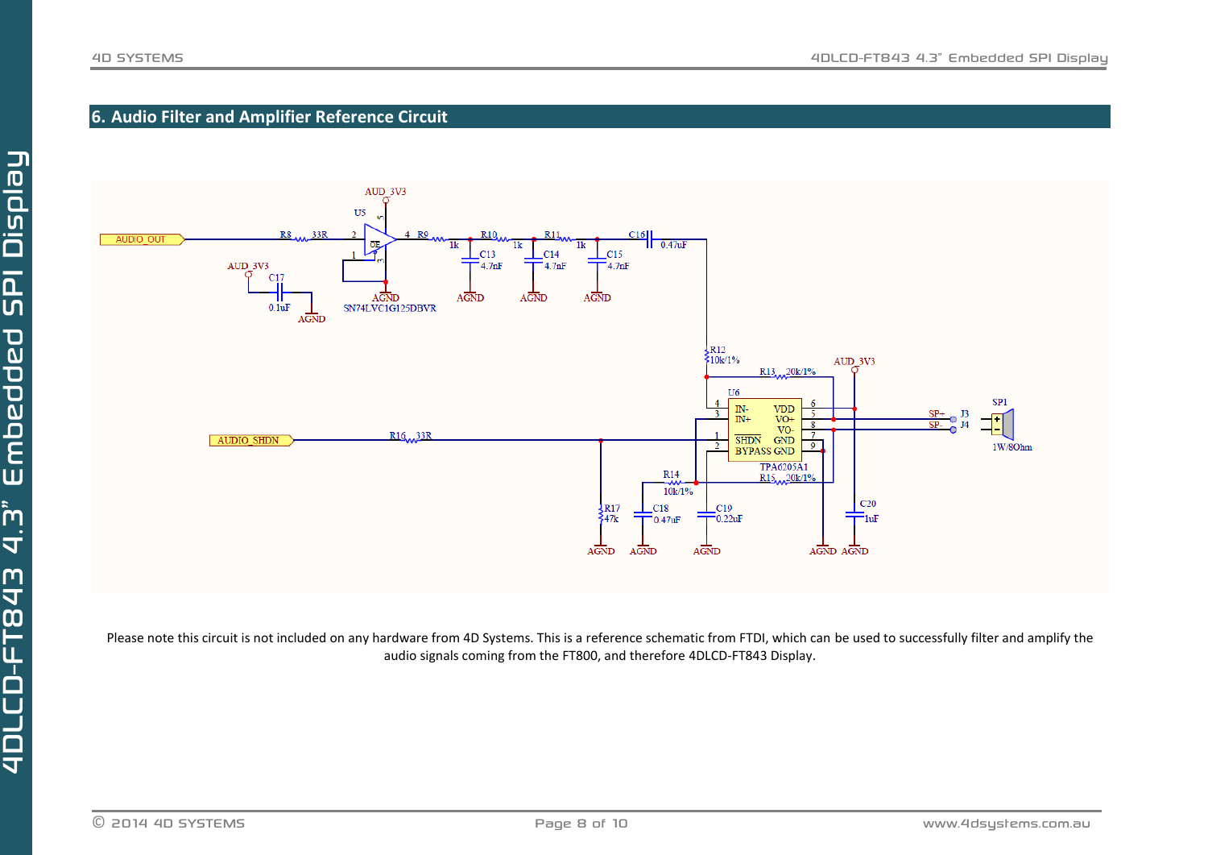## 6. Audio Filter and Amplifier Reference Circuit

Please note this circuit is not included on any hardware from 4D Systems. This is a reference schematic from FTDI, which can be used to successfully filter and amplify the audio signals coming from the FT800, and therefore 4DLCD-FT843 Display.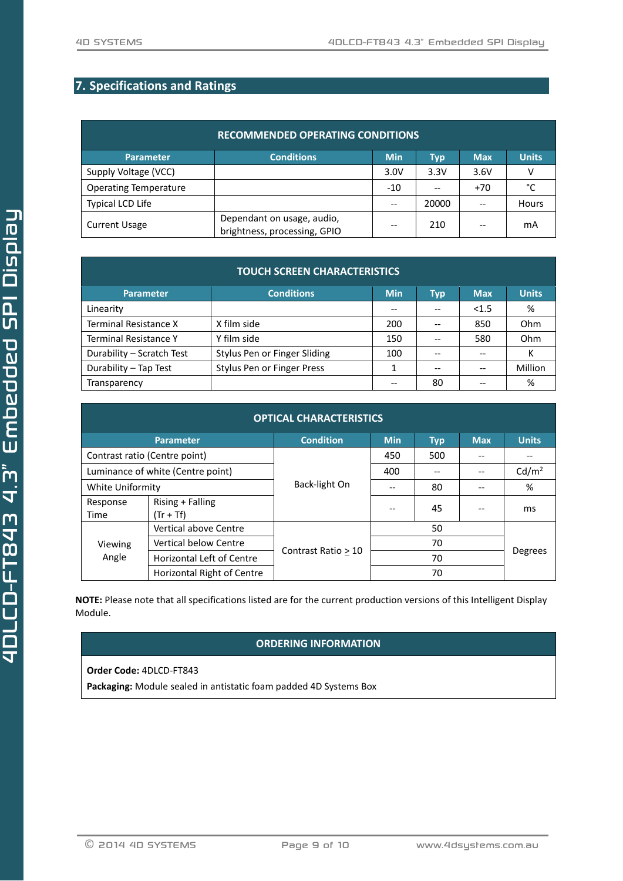## 7. Specifications and Ratings

| RECOMMENDED OPERATING CONDITIONS | | | | | |
|---|---|---|---|---|---|
| **Parameter** | **Conditions** | **Min** | **Typ** | **Max** | **Units** |
| Supply Voltage (VCC) | | 3.0V | 3.3V | 3.6V | V |
| Operating Temperature | | -10 | -- | +70 | °C |
| Typical LCD Life | | -- | 20000 | -- | Hours |
| Current Usage | Dependant on usage, audio, brightness, processing, GPIO | -- | 210 | -- | mA |

| TOUCH SCREEN CHARACTERISTICS | | | | | |
|---|---|---|---|---|---|
| **Parameter** | **Conditions** | **Min** | **Typ** | **Max** | **Units** |
| Linearity | | -- | -- | <1.5 | % |
| Terminal Resistance X | X film side | 200 | -- | 850 | Ohm |
| Terminal Resistance Y | Y film side | 150 | -- | 580 | Ohm |
| Durability – Scratch Test | Stylus Pen or Finger Sliding | 100 | -- | -- | K |
| Durability – Tap Test | Stylus Pen or Finger Press | 1 | -- | -- | Million |
| Transparency | | -- | 80 | -- | % |

| OPTICAL CHARACTERISTICS | | | | | | |
|---|---|---|---|---|---|---|
| **Parameter** | | **Condition** | **Min** | **Typ** | **Max** | **Units** |
| Contrast ratio (Centre point) | | Back-light On | 450 | 500 | -- | -- |
| Luminance of white (Centre point) | | Back-light On | 400 | -- | -- | $Cd/m^2$ |
| White Uniformity | | Back-light On | -- | 80 | -- | % |
| Response Time | Rising + Falling (Tr + Tf) | Back-light On | -- | 45 | -- | ms |
| Viewing Angle | Vertical above Centre | Contrast Ratio ≥ 10 | | 50 | | Degrees |
| | Vertical below Centre | Contrast Ratio ≥ 10 | | 70 | | Degrees |
| | Horizontal Left of Centre | Contrast Ratio ≥ 10 | | 70 | | Degrees |
| | Horizontal Right of Centre | Contrast Ratio ≥ 10 | | 70 | | Degrees |

**NOTE:** Please note that all specifications listed are for the current production versions of this Intelligent Display Module.

### ORDERING INFORMATION

**Order Code:** 4DLCD-FT843

**Packaging:** Module sealed in antistatic foam padded 4D Systems Box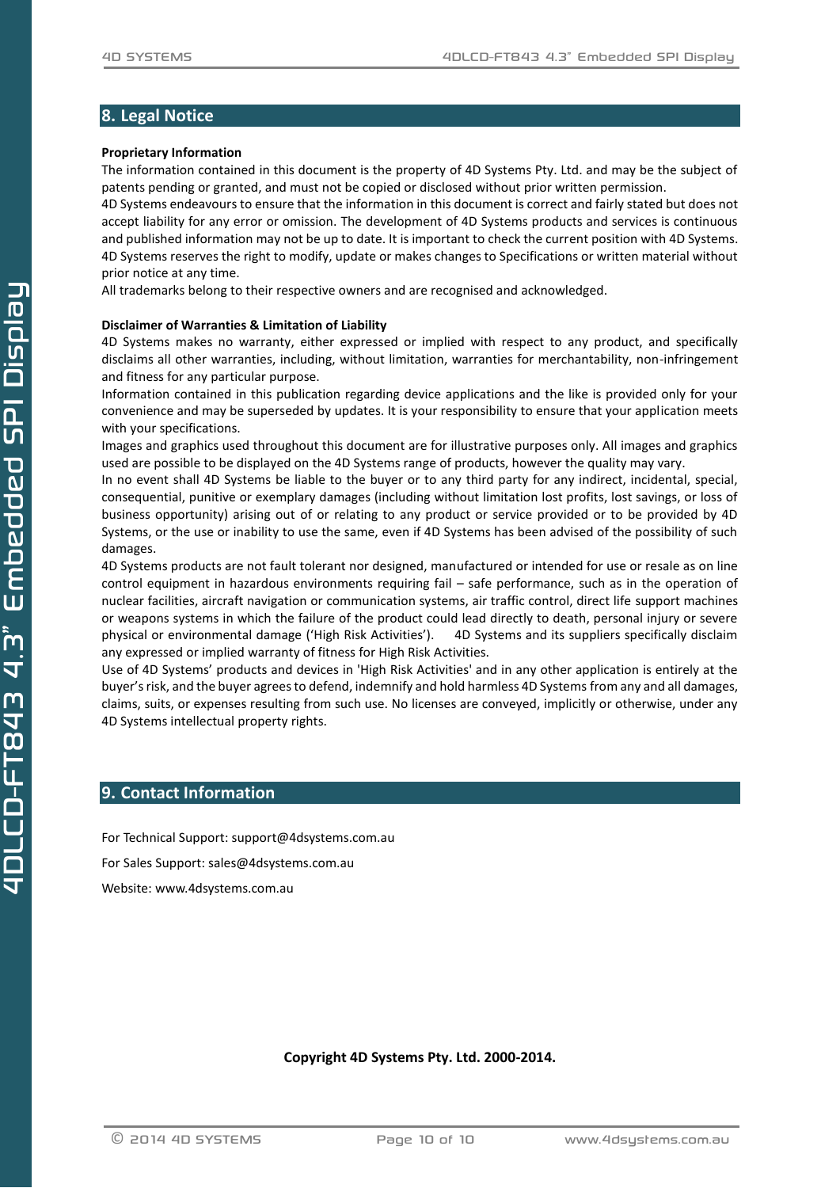## 8. Legal Notice

**Proprietary Information**

The information contained in this document is the property of 4D Systems Pty. Ltd. and may be the subject of patents pending or granted, and must not be copied or disclosed without prior written permission.

4D Systems endeavours to ensure that the information in this document is correct and fairly stated but does not accept liability for any error or omission. The development of 4D Systems products and services is continuous and published information may not be up to date. It is important to check the current position with 4D Systems. 4D Systems reserves the right to modify, update or makes changes to Specifications or written material without prior notice at any time.

All trademarks belong to their respective owners and are recognised and acknowledged.

**Disclaimer of Warranties & Limitation of Liability**

4D Systems makes no warranty, either expressed or implied with respect to any product, and specifically disclaims all other warranties, including, without limitation, warranties for merchantability, non-infringement and fitness for any particular purpose.

Information contained in this publication regarding device applications and the like is provided only for your convenience and may be superseded by updates. It is your responsibility to ensure that your application meets with your specifications.

Images and graphics used throughout this document are for illustrative purposes only. All images and graphics used are possible to be displayed on the 4D Systems range of products, however the quality may vary.

In no event shall 4D Systems be liable to the buyer or to any third party for any indirect, incidental, special, consequential, punitive or exemplary damages (including without limitation lost profits, lost savings, or loss of business opportunity) arising out of or relating to any product or service provided or to be provided by 4D Systems, or the use or inability to use the same, even if 4D Systems has been advised of the possibility of such damages.

4D Systems products are not fault tolerant nor designed, manufactured or intended for use or resale as on line control equipment in hazardous environments requiring fail – safe performance, such as in the operation of nuclear facilities, aircraft navigation or communication systems, air traffic control, direct life support machines or weapons systems in which the failure of the product could lead directly to death, personal injury or severe physical or environmental damage ('High Risk Activities'). 4D Systems and its suppliers specifically disclaim any expressed or implied warranty of fitness for High Risk Activities.

Use of 4D Systems' products and devices in 'High Risk Activities' and in any other application is entirely at the buyer's risk, and the buyer agrees to defend, indemnify and hold harmless 4D Systems from any and all damages, claims, suits, or expenses resulting from such use. No licenses are conveyed, implicitly or otherwise, under any 4D Systems intellectual property rights.

## 9. Contact Information

For Technical Support: support@4dsystems.com.au

For Sales Support: sales@4dsystems.com.au

Website: www.4dsystems.com.au

**Copyright 4D Systems Pty. Ltd. 2000-2014.**